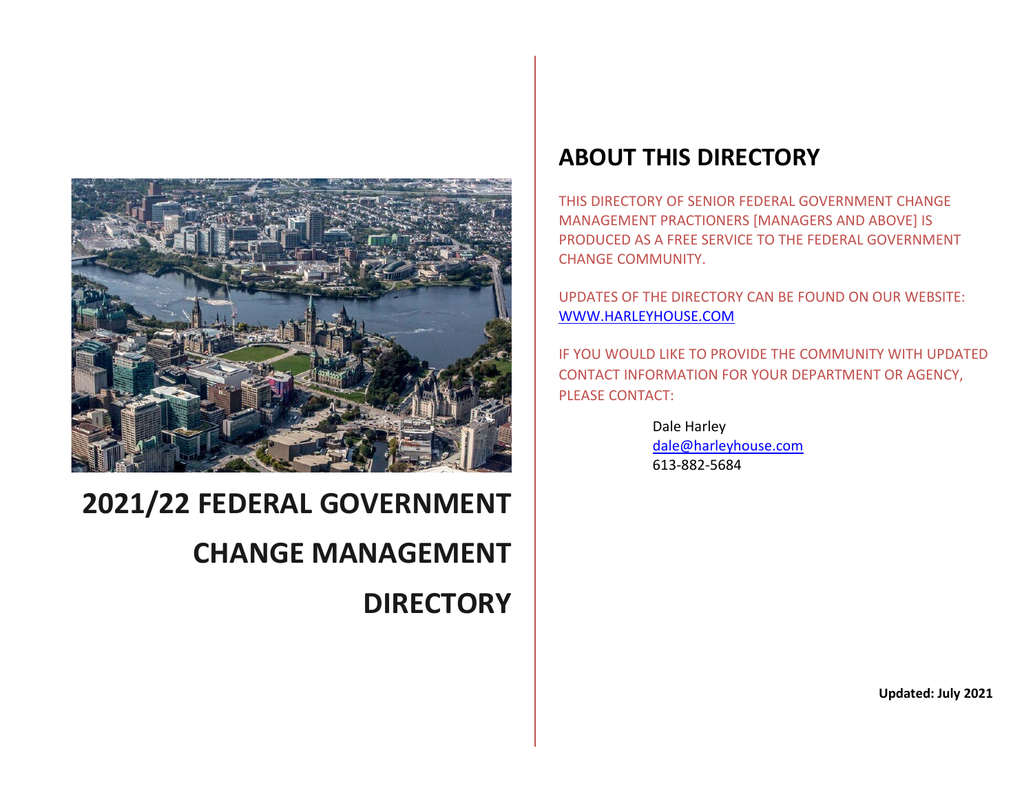# 2021/22 FEDERAL GOVERNMENT CHANGE MANAGEMENT DIRECTORY

## ABOUT THIS DIRECTORY

THIS DIRECTORY OF SENIOR FEDERAL GOVERNMENT CHANGE MANAGEMENT PRACTIONERS [MANAGERS AND ABOVE] IS PRODUCED AS A FREE SERVICE TO THE FEDERAL GOVERNMENT CHANGE COMMUNITY.

UPDATES OF THE DIRECTORY CAN BE FOUND ON OUR WEBSITE: WWW.HARLEYHOUSE.COM

IF YOU WOULD LIKE TO PROVIDE THE COMMUNITY WITH UPDATED CONTACT INFORMATION FOR YOUR DEPARTMENT OR AGENCY, PLEASE CONTACT:

Dale Harley
dale@harleyhouse.com
613-882-5684

**Updated: July 2021**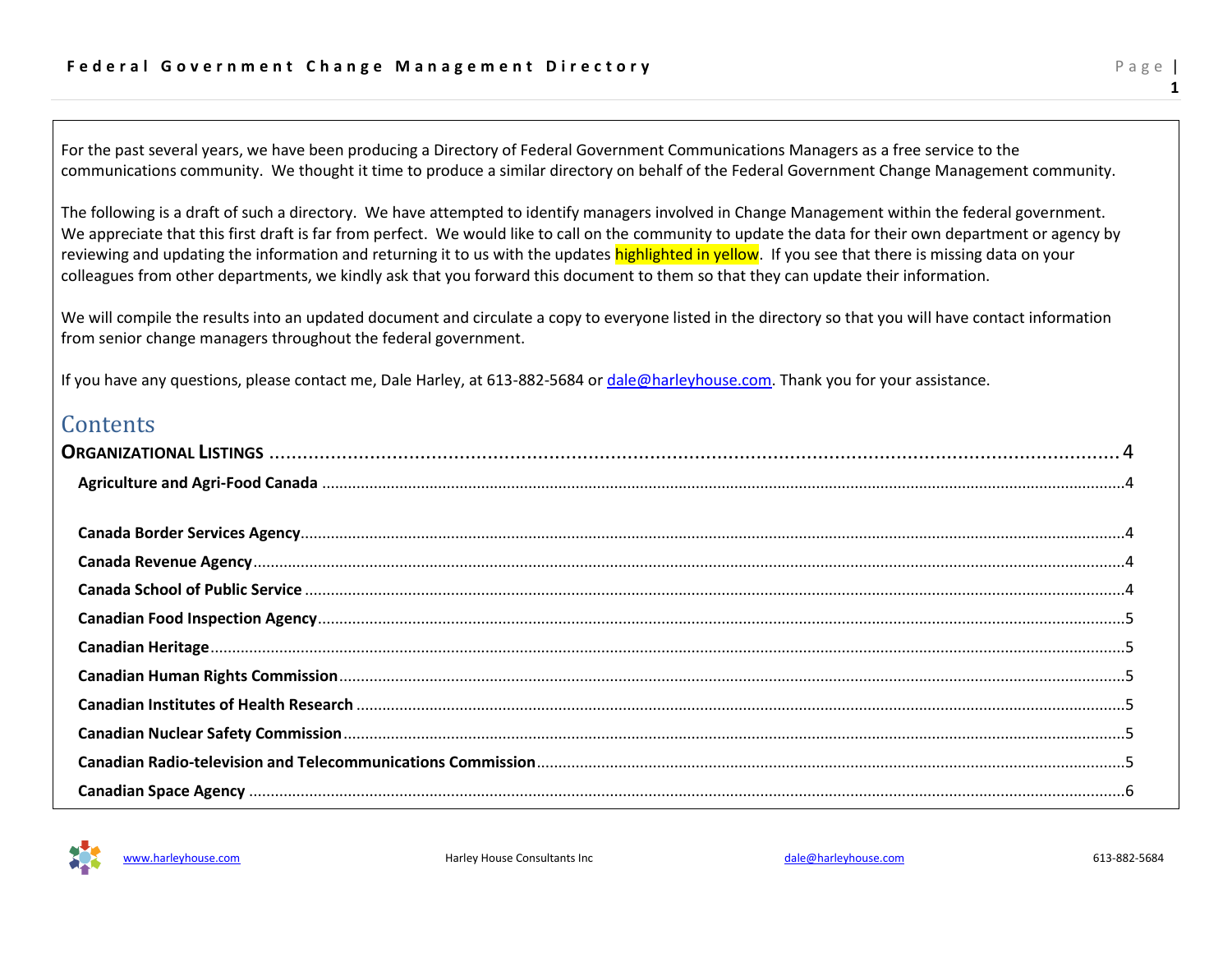For the past several years, we have been producing a Directory of Federal Government Communications Managers as a free service to the communications community. We thought it time to produce a similar directory on behalf of the Federal Government Change Management community.

The following is a draft of such a directory. We have attempted to identify managers involved in Change Management within the federal government. We appreciate that this first draft is far from perfect. We would like to call on the community to update the data for their own department or agency by reviewing and updating the information and returning it to us with the updates highlighted in yellow. If you see that there is missing data on your colleagues from other departments, we kindly ask that you forward this document to them so that they can update their information.

We will compile the results into an updated document and circulate a copy to everyone listed in the directory so that you will have contact information from senior change managers throughout the federal government.

If you have any questions, please contact me, Dale Harley, at 613-882-5684 or dale@harleyhouse.com. Thank you for your assistance.

## Contents

**ORGANIZATIONAL LISTINGS** ........................................ 4

- **Agriculture and Agri-Food Canada** ........................................ 4
- **Canada Border Services Agency** ........................................ 4
- **Canada Revenue Agency** ........................................ 4
- **Canada School of Public Service** ........................................ 4
- **Canadian Food Inspection Agency** ........................................ 5
- **Canadian Heritage** ........................................ 5
- **Canadian Human Rights Commission** ........................................ 5
- **Canadian Institutes of Health Research** ........................................ 5
- **Canadian Nuclear Safety Commission** ........................................ 5
- **Canadian Radio-television and Telecommunications Commission** ........................................ 5
- **Canadian Space Agency** ........................................ 6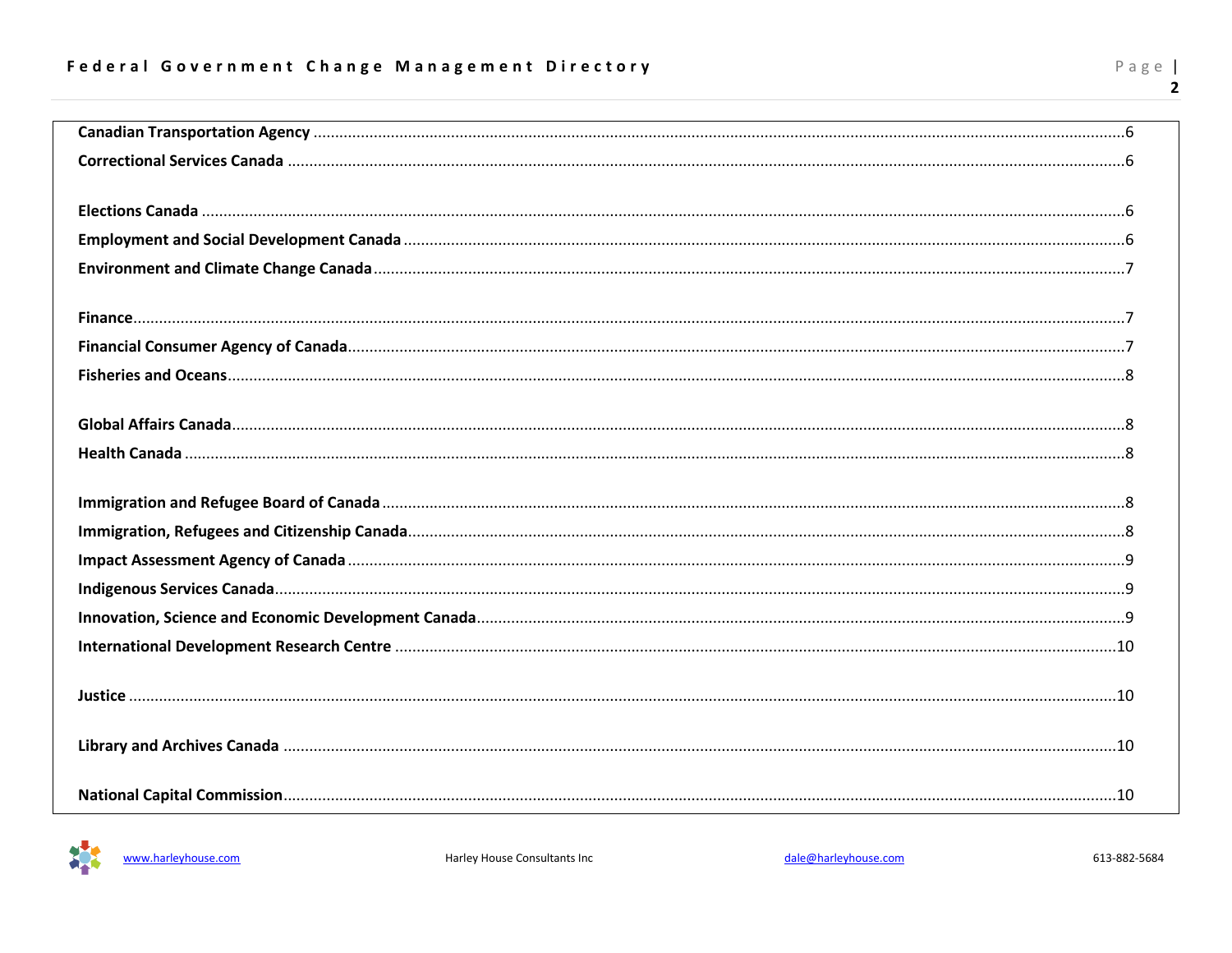**Canadian Transportation Agency** .......... 6

**Correctional Services Canada** .......... 6

**Elections Canada** .......... 6

**Employment and Social Development Canada** .......... 6

**Environment and Climate Change Canada** .......... 7

**Finance** .......... 7

**Financial Consumer Agency of Canada** .......... 7

**Fisheries and Oceans** .......... 8

**Global Affairs Canada** .......... 8

**Health Canada** .......... 8

**Immigration and Refugee Board of Canada** .......... 8

**Immigration, Refugees and Citizenship Canada** .......... 8

**Impact Assessment Agency of Canada** .......... 9

**Indigenous Services Canada** .......... 9

**Innovation, Science and Economic Development Canada** .......... 9

**International Development Research Centre** .......... 10

**Justice** .......... 10

**Library and Archives Canada** .......... 10

**National Capital Commission** .......... 10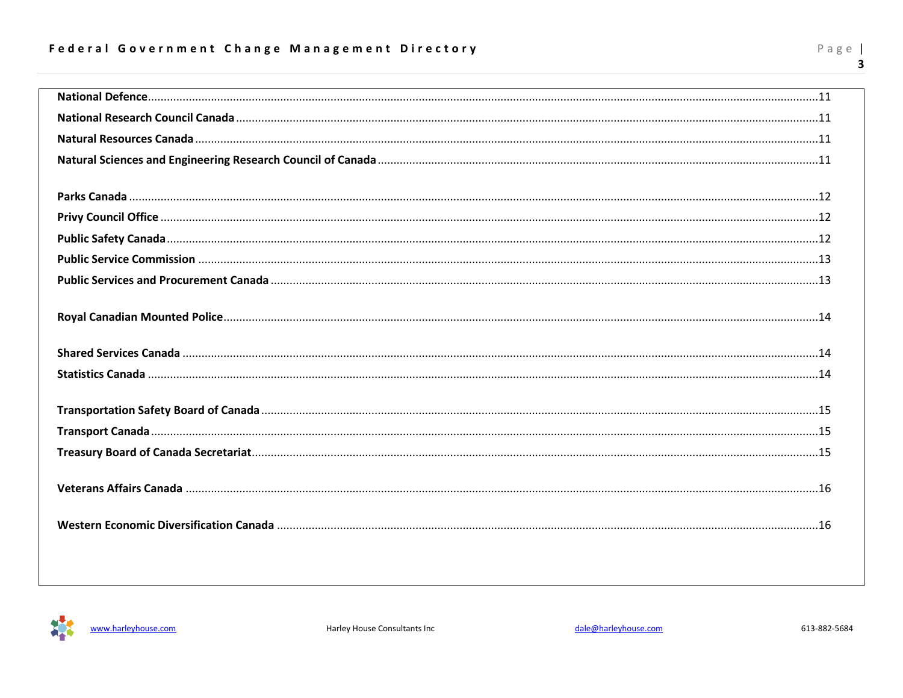**National Defence**.....11
**National Research Council Canada**.....11
**Natural Resources Canada**.....11
**Natural Sciences and Engineering Research Council of Canada**.....11

**Parks Canada**.....12
**Privy Council Office**.....12
**Public Safety Canada**.....12
**Public Service Commission**.....13
**Public Services and Procurement Canada**.....13

**Royal Canadian Mounted Police**.....14

**Shared Services Canada**.....14
**Statistics Canada**.....14

**Transportation Safety Board of Canada**.....15
**Transport Canada**.....15
**Treasury Board of Canada Secretariat**.....15

**Veterans Affairs Canada**.....16

**Western Economic Diversification Canada**.....16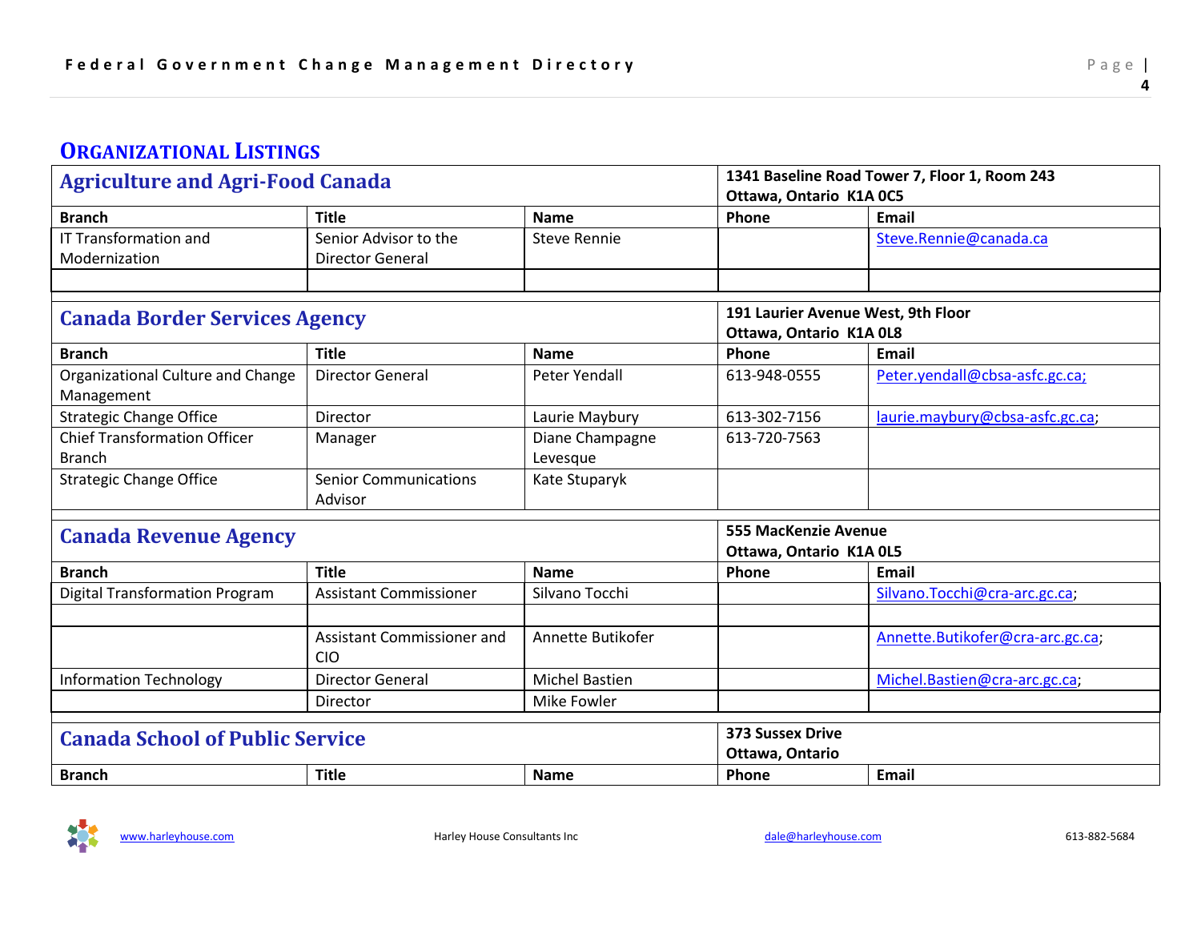## ORGANIZATIONAL LISTINGS

### Agriculture and Agri-Food Canada

**1341 Baseline Road Tower 7, Floor 1, Room 243**
**Ottawa, Ontario K1A 0C5**

| Branch | Title | Name | Phone | Email |
|---|---|---|---|---|
| IT Transformation and Modernization | Senior Advisor to the Director General | Steve Rennie | | Steve.Rennie@canada.ca |
| | | | | |

### Canada Border Services Agency

**191 Laurier Avenue West, 9th Floor**
**Ottawa, Ontario K1A 0L8**

| Branch | Title | Name | Phone | Email |
|---|---|---|---|---|
| Organizational Culture and Change Management | Director General | Peter Yendall | 613-948-0555 | Peter.yendall@cbsa-asfc.gc.ca; |
| Strategic Change Office | Director | Laurie Maybury | 613-302-7156 | laurie.maybury@cbsa-asfc.gc.ca; |
| Chief Transformation Officer Branch | Manager | Diane Champagne Levesque | 613-720-7563 | |
| Strategic Change Office | Senior Communications Advisor | Kate Stuparyk | | |

### Canada Revenue Agency

**555 MacKenzie Avenue**
**Ottawa, Ontario K1A 0L5**

| Branch | Title | Name | Phone | Email |
|---|---|---|---|---|
| Digital Transformation Program | Assistant Commissioner | Silvano Tocchi | | Silvano.Tocchi@cra-arc.gc.ca; |
| | | | | |
| | Assistant Commissioner and CIO | Annette Butikofer | | Annette.Butikofer@cra-arc.gc.ca; |
| Information Technology | Director General | Michel Bastien | | Michel.Bastien@cra-arc.gc.ca; |
| | Director | Mike Fowler | | |

### Canada School of Public Service

**373 Sussex Drive**
**Ottawa, Ontario**

| Branch | Title | Name | Phone | Email |
|---|---|---|---|---|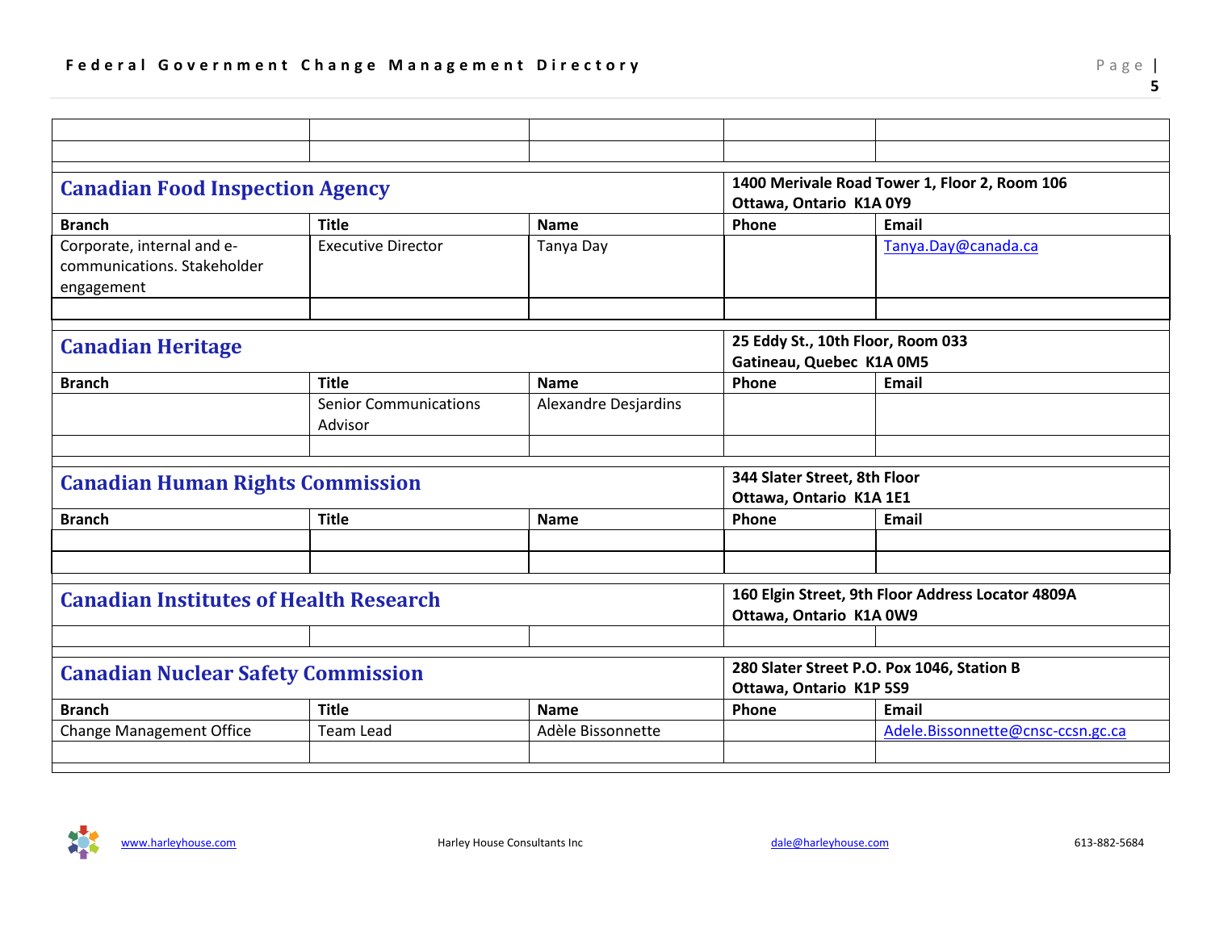## Canadian Food Inspection Agency

**1400 Merivale Road Tower 1, Floor 2, Room 106**
**Ottawa, Ontario K1A 0Y9**

| Branch | Title | Name | Phone | Email |
|---|---|---|---|---|
| Corporate, internal and e-communications. Stakeholder engagement | Executive Director | Tanya Day | | Tanya.Day@canada.ca |
| | | | | |

## Canadian Heritage

**25 Eddy St., 10th Floor, Room 033**
**Gatineau, Quebec K1A 0M5**

| Branch | Title | Name | Phone | Email |
|---|---|---|---|---|
| | Senior Communications Advisor | Alexandre Desjardins | | |
| | | | | |

## Canadian Human Rights Commission

**344 Slater Street, 8th Floor**
**Ottawa, Ontario K1A 1E1**

| Branch | Title | Name | Phone | Email |
|---|---|---|---|---|
| | | | | |
| | | | | |

## Canadian Institutes of Health Research

**160 Elgin Street, 9th Floor Address Locator 4809A**
**Ottawa, Ontario K1A 0W9**

## Canadian Nuclear Safety Commission

**280 Slater Street P.O. Pox 1046, Station B**
**Ottawa, Ontario K1P 5S9**

| Branch | Title | Name | Phone | Email |
|---|---|---|---|---|
| Change Management Office | Team Lead | Adèle Bissonnette | | Adele.Bissonnette@cnsc-ccsn.gc.ca |
| | | | | |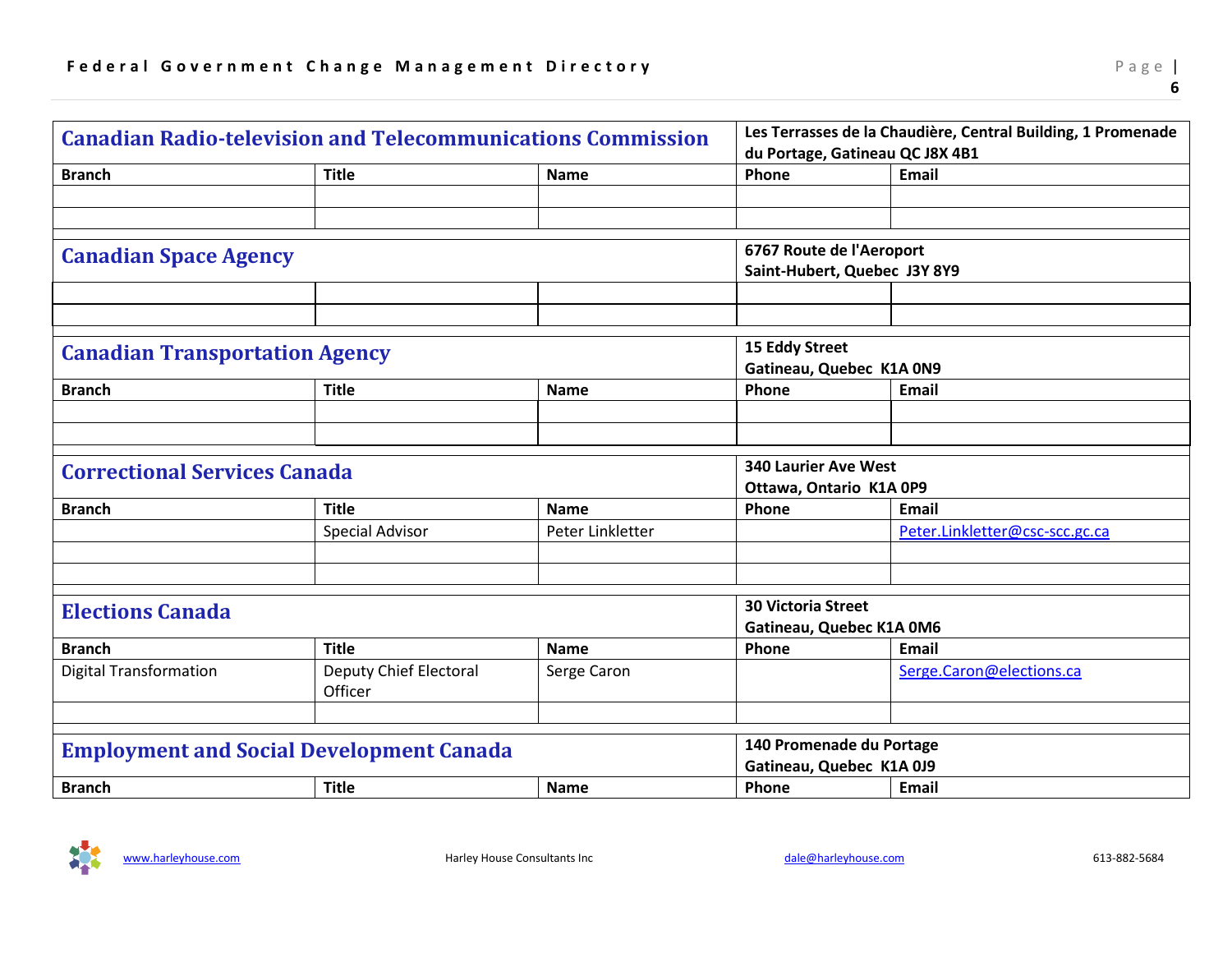## Canadian Radio-television and Telecommunications Commission

Les Terrasses de la Chaudière, Central Building, 1 Promenade du Portage, Gatineau QC J8X 4B1

| Branch | Title | Name | Phone | Email |
|---|---|---|---|---|
| | | | | |
| | | | | |

## Canadian Space Agency

6767 Route de l'Aeroport
Saint-Hubert, Quebec J3Y 8Y9

| | | | | |
|---|---|---|---|---|
| | | | | |
| | | | | |

## Canadian Transportation Agency

15 Eddy Street
Gatineau, Quebec K1A 0N9

| Branch | Title | Name | Phone | Email |
|---|---|---|---|---|
| | | | | |
| | | | | |

## Correctional Services Canada

340 Laurier Ave West
Ottawa, Ontario K1A 0P9

| Branch | Title | Name | Phone | Email |
|---|---|---|---|---|
| | Special Advisor | Peter Linkletter | | Peter.Linkletter@csc-scc.gc.ca |
| | | | | |
| | | | | |

## Elections Canada

30 Victoria Street
Gatineau, Quebec K1A 0M6

| Branch | Title | Name | Phone | Email |
|---|---|---|---|---|
| Digital Transformation | Deputy Chief Electoral Officer | Serge Caron | | Serge.Caron@elections.ca |
| | | | | |

## Employment and Social Development Canada

140 Promenade du Portage
Gatineau, Quebec K1A 0J9

| Branch | Title | Name | Phone | Email |
|---|---|---|---|---|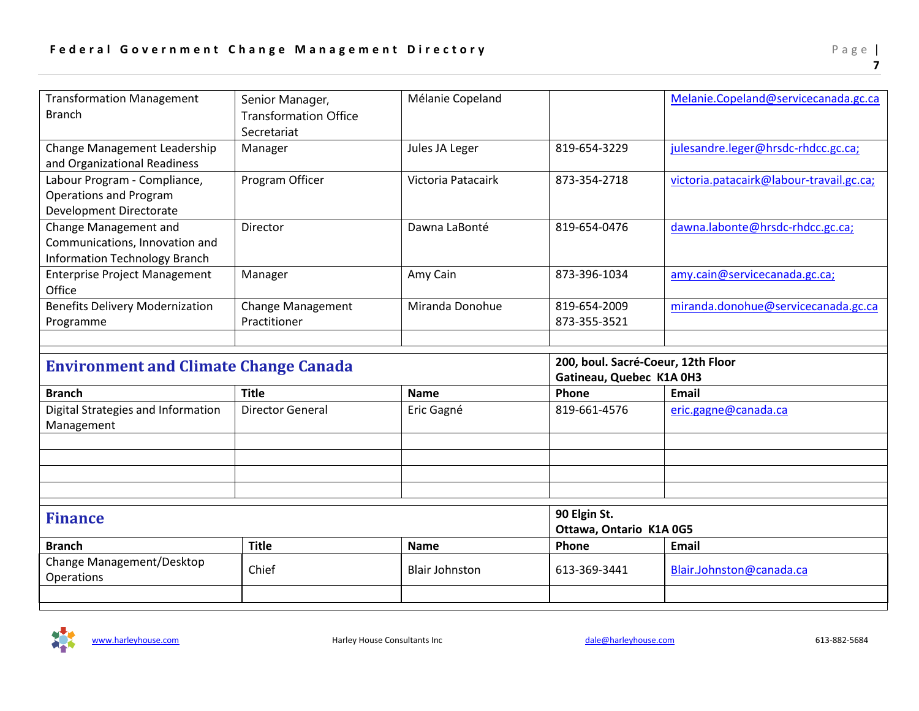| | | | | |
|---|---|---|---|---|
| Transformation Management Branch | Senior Manager, Transformation Office Secretariat | Mélanie Copeland | | Melanie.Copeland@servicecanada.gc.ca |
| Change Management Leadership and Organizational Readiness | Manager | Jules JA Leger | 819-654-3229 | julesandre.leger@hrsdc-rhdcc.gc.ca; |
| Labour Program - Compliance, Operations and Program Development Directorate | Program Officer | Victoria Patacairk | 873-354-2718 | victoria.patacairk@labour-travail.gc.ca; |
| Change Management and Communications, Innovation and Information Technology Branch | Director | Dawna LaBonté | 819-654-0476 | dawna.labonte@hrsdc-rhdcc.gc.ca; |
| Enterprise Project Management Office | Manager | Amy Cain | 873-396-1034 | amy.cain@servicecanada.gc.ca; |
| Benefits Delivery Modernization Programme | Change Management Practitioner | Miranda Donohue | 819-654-2009<br>873-355-3521 | miranda.donohue@servicecanada.gc.ca |
| | | | | |

## Environment and Climate Change Canada

**200, boul. Sacré-Coeur, 12th Floor**
**Gatineau, Quebec K1A 0H3**

| Branch | Title | Name | Phone | Email |
|---|---|---|---|---|
| Digital Strategies and Information Management | Director General | Eric Gagné | 819-661-4576 | eric.gagne@canada.ca |
| | | | | |
| | | | | |
| | | | | |
| | | | | |

## Finance

**90 Elgin St.**
**Ottawa, Ontario K1A 0G5**

| Branch | Title | Name | Phone | Email |
|---|---|---|---|---|
| Change Management/Desktop Operations | Chief | Blair Johnston | 613-369-3441 | Blair.Johnston@canada.ca |
| | | | | |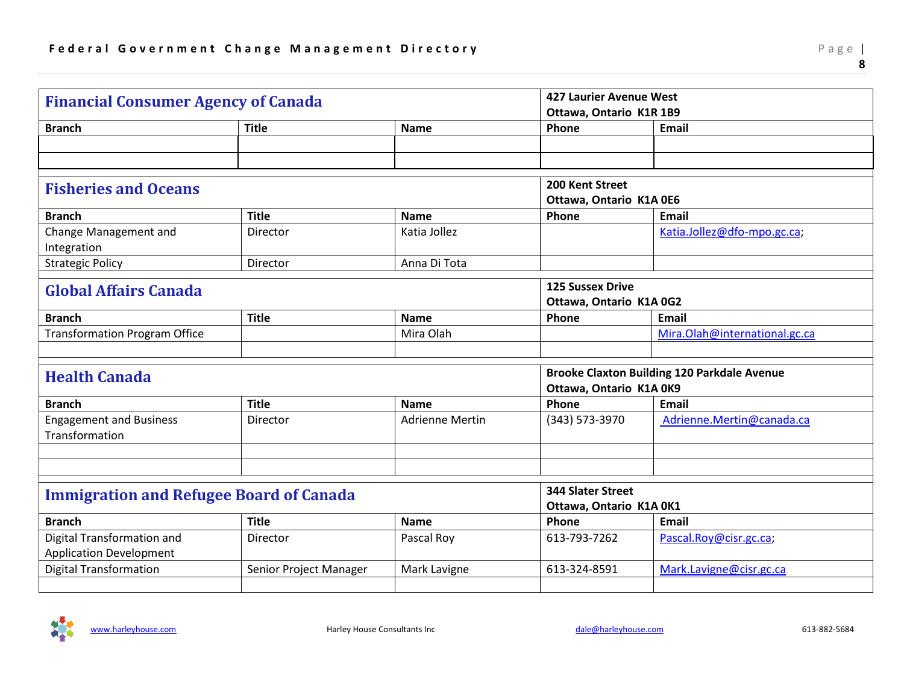## Financial Consumer Agency of Canada

**427 Laurier Avenue West**
**Ottawa, Ontario K1R 1B9**

| Branch | Title | Name | Phone | Email |
|---|---|---|---|---|
| | | | | |
| | | | | |

## Fisheries and Oceans

**200 Kent Street**
**Ottawa, Ontario K1A 0E6**

| Branch | Title | Name | Phone | Email |
|---|---|---|---|---|
| Change Management and Integration | Director | Katia Jollez | | Katia.Jollez@dfo-mpo.gc.ca; |
| Strategic Policy | Director | Anna Di Tota | | |

## Global Affairs Canada

**125 Sussex Drive**
**Ottawa, Ontario K1A 0G2**

| Branch | Title | Name | Phone | Email |
|---|---|---|---|---|
| Transformation Program Office | | Mira Olah | | Mira.Olah@international.gc.ca |
| | | | | |

## Health Canada

**Brooke Claxton Building 120 Parkdale Avenue**
**Ottawa, Ontario K1A 0K9**

| Branch | Title | Name | Phone | Email |
|---|---|---|---|---|
| Engagement and Business Transformation | Director | Adrienne Mertin | (343) 573-3970 | Adrienne.Mertin@canada.ca |
| | | | | |
| | | | | |

## Immigration and Refugee Board of Canada

**344 Slater Street**
**Ottawa, Ontario K1A 0K1**

| Branch | Title | Name | Phone | Email |
|---|---|---|---|---|
| Digital Transformation and Application Development | Director | Pascal Roy | 613-793-7262 | Pascal.Roy@cisr.gc.ca; |
| Digital Transformation | Senior Project Manager | Mark Lavigne | 613-324-8591 | Mark.Lavigne@cisr.gc.ca |
| | | | | |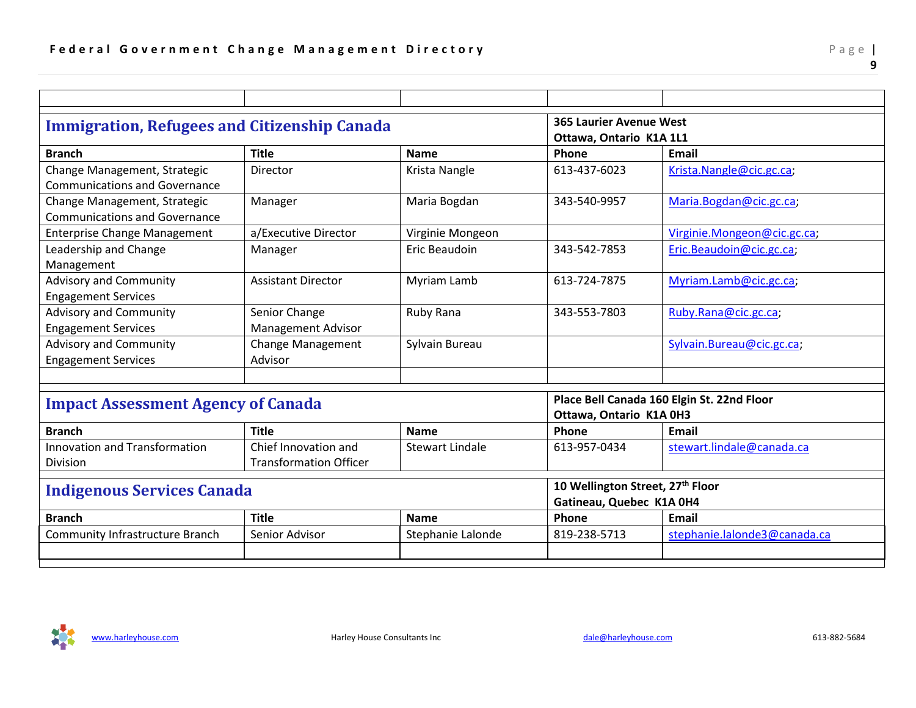## Immigration, Refugees and Citizenship Canada

**365 Laurier Avenue West**
**Ottawa, Ontario K1A 1L1**

| Branch | Title | Name | Phone | Email |
|---|---|---|---|---|
| Change Management, Strategic Communications and Governance | Director | Krista Nangle | 613-437-6023 | Krista.Nangle@cic.gc.ca; |
| Change Management, Strategic Communications and Governance | Manager | Maria Bogdan | 343-540-9957 | Maria.Bogdan@cic.gc.ca; |
| Enterprise Change Management | a/Executive Director | Virginie Mongeon | | Virginie.Mongeon@cic.gc.ca; |
| Leadership and Change Management | Manager | Eric Beaudoin | 343-542-7853 | Eric.Beaudoin@cic.gc.ca; |
| Advisory and Community Engagement Services | Assistant Director | Myriam Lamb | 613-724-7875 | Myriam.Lamb@cic.gc.ca; |
| Advisory and Community Engagement Services | Senior Change Management Advisor | Ruby Rana | 343-553-7803 | Ruby.Rana@cic.gc.ca; |
| Advisory and Community Engagement Services | Change Management Advisor | Sylvain Bureau | | Sylvain.Bureau@cic.gc.ca; |

## Impact Assessment Agency of Canada

**Place Bell Canada 160 Elgin St. 22nd Floor**
**Ottawa, Ontario K1A 0H3**

| Branch | Title | Name | Phone | Email |
|---|---|---|---|---|
| Innovation and Transformation Division | Chief Innovation and Transformation Officer | Stewart Lindale | 613-957-0434 | stewart.lindale@canada.ca |

## Indigenous Services Canada

**10 Wellington Street, 27th Floor**
**Gatineau, Quebec K1A 0H4**

| Branch | Title | Name | Phone | Email |
|---|---|---|---|---|
| Community Infrastructure Branch | Senior Advisor | Stephanie Lalonde | 819-238-5713 | stephanie.lalonde3@canada.ca |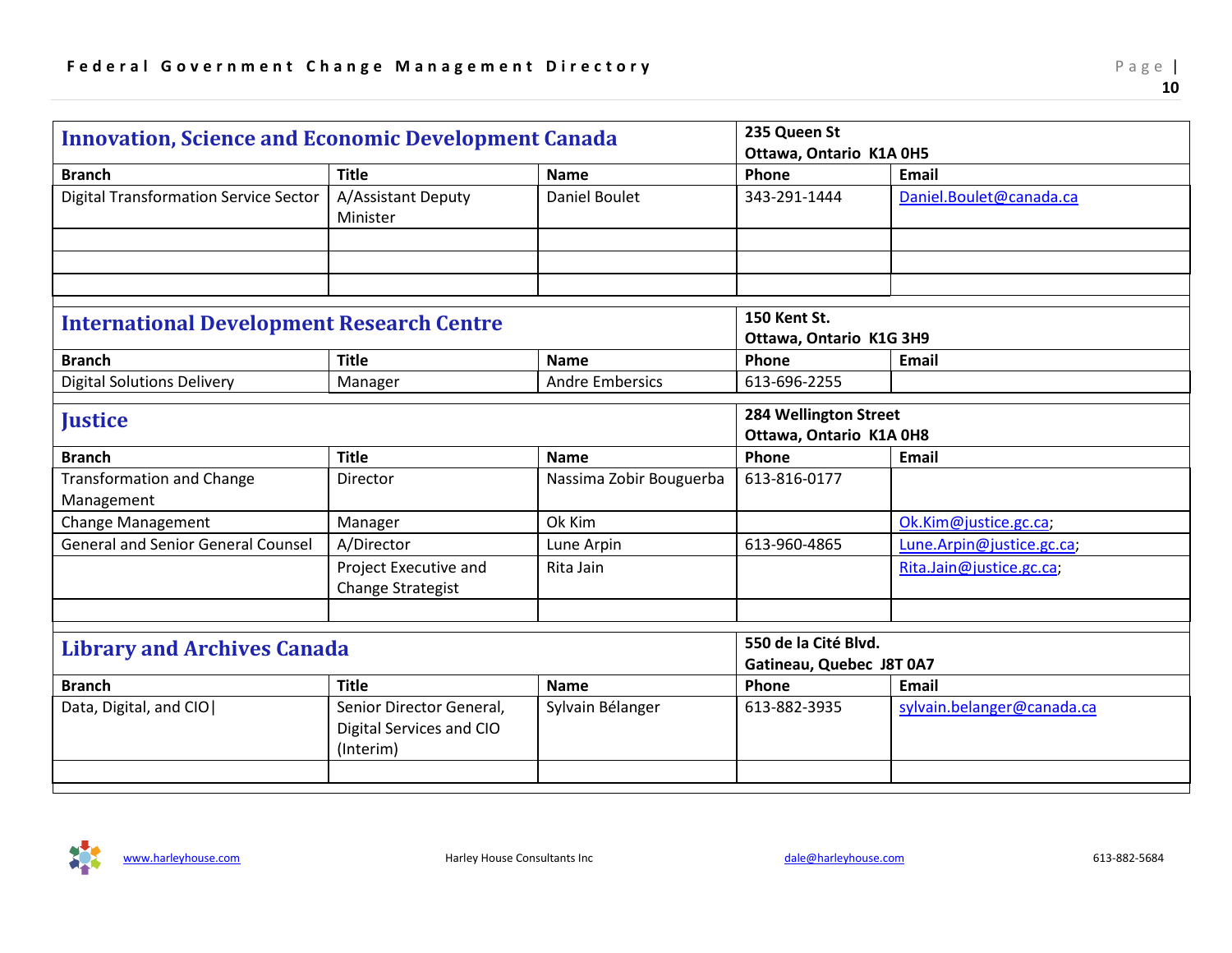## Innovation, Science and Economic Development Canada

**235 Queen St**
**Ottawa, Ontario  K1A 0H5**

| Branch | Title | Name | Phone | Email |
|---|---|---|---|---|
| Digital Transformation Service Sector | A/Assistant Deputy Minister | Daniel Boulet | 343-291-1444 | Daniel.Boulet@canada.ca |
| | | | | |
| | | | | |
| | | | | |

## International Development Research Centre

**150 Kent St.**
**Ottawa, Ontario  K1G 3H9**

| Branch | Title | Name | Phone | Email |
|---|---|---|---|---|
| Digital Solutions Delivery | Manager | Andre Embersics | 613-696-2255 | |

## Justice

**284 Wellington Street**
**Ottawa, Ontario  K1A 0H8**

| Branch | Title | Name | Phone | Email |
|---|---|---|---|---|
| Transformation and Change Management | Director | Nassima Zobir Bouguerba | 613-816-0177 | |
| Change Management | Manager | Ok Kim | | Ok.Kim@justice.gc.ca; |
| General and Senior General Counsel | A/Director | Lune Arpin | 613-960-4865 | Lune.Arpin@justice.gc.ca; |
| | Project Executive and Change Strategist | Rita Jain | | Rita.Jain@justice.gc.ca; |
| | | | | |

## Library and Archives Canada

**550 de la Cité Blvd.**
**Gatineau, Quebec  J8T 0A7**

| Branch | Title | Name | Phone | Email |
|---|---|---|---|---|
| Data, Digital, and CIO\| | Senior Director General, Digital Services and CIO (Interim) | Sylvain Bélanger | 613-882-3935 | sylvain.belanger@canada.ca |
| | | | | |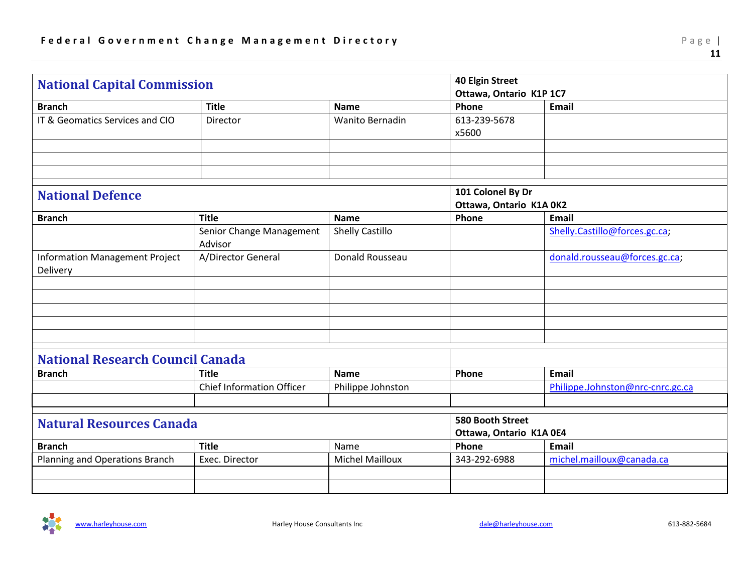## National Capital Commission

40 Elgin Street
Ottawa, Ontario K1P 1C7

| Branch | Title | Name | Phone | Email |
|---|---|---|---|---|
| IT & Geomatics Services and CIO | Director | Wanito Bernadin | 613-239-5678 x5600 | |
| | | | | |
| | | | | |
| | | | | |

## National Defence

101 Colonel By Dr
Ottawa, Ontario K1A 0K2

| Branch | Title | Name | Phone | Email |
|---|---|---|---|---|
| | Senior Change Management Advisor | Shelly Castillo | | Shelly.Castillo@forces.gc.ca; |
| Information Management Project Delivery | A/Director General | Donald Rousseau | | donald.rousseau@forces.gc.ca; |
| | | | | |
| | | | | |
| | | | | |
| | | | | |
| | | | | |

## National Research Council Canada

| Branch | Title | Name | Phone | Email |
|---|---|---|---|---|
| | Chief Information Officer | Philippe Johnston | | Philippe.Johnston@nrc-cnrc.gc.ca |
| | | | | |

## Natural Resources Canada

580 Booth Street
Ottawa, Ontario K1A 0E4

| Branch | Title | Name | Phone | Email |
|---|---|---|---|---|
| Planning and Operations Branch | Exec. Director | Michel Mailloux | 343-292-6988 | michel.mailloux@canada.ca |
| | | | | |
| | | | | |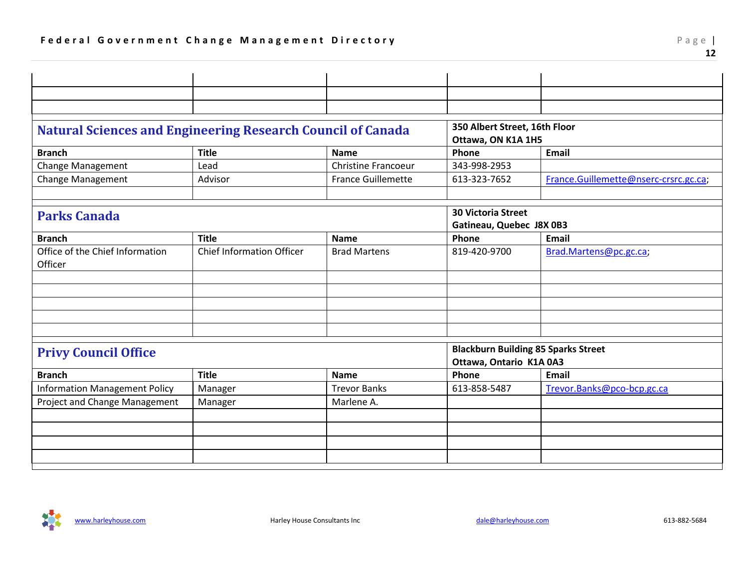| | | | | |
|---|---|---|---|---|
| | | | | |
| | | | | |
| | | | | |

## Natural Sciences and Engineering Research Council of Canada

**350 Albert Street, 16th Floor**
**Ottawa, ON K1A 1H5**

| Branch | Title | Name | Phone | Email |
|---|---|---|---|---|
| Change Management | Lead | Christine Francoeur | 343-998-2953 | |
| Change Management | Advisor | France Guillemette | 613-323-7652 | France.Guillemette@nserc-crsrc.gc.ca; |
| | | | | |

## Parks Canada

**30 Victoria Street**
**Gatineau, Quebec J8X 0B3**

| Branch | Title | Name | Phone | Email |
|---|---|---|---|---|
| Office of the Chief Information Officer | Chief Information Officer | Brad Martens | 819-420-9700 | Brad.Martens@pc.gc.ca; |
| | | | | |
| | | | | |
| | | | | |
| | | | | |
| | | | | |

## Privy Council Office

**Blackburn Building 85 Sparks Street**
**Ottawa, Ontario K1A 0A3**

| Branch | Title | Name | Phone | Email |
|---|---|---|---|---|
| Information Management Policy | Manager | Trevor Banks | 613-858-5487 | Trevor.Banks@pco-bcp.gc.ca |
| Project and Change Management | Manager | Marlene A. | | |
| | | | | |
| | | | | |
| | | | | |
| | | | | |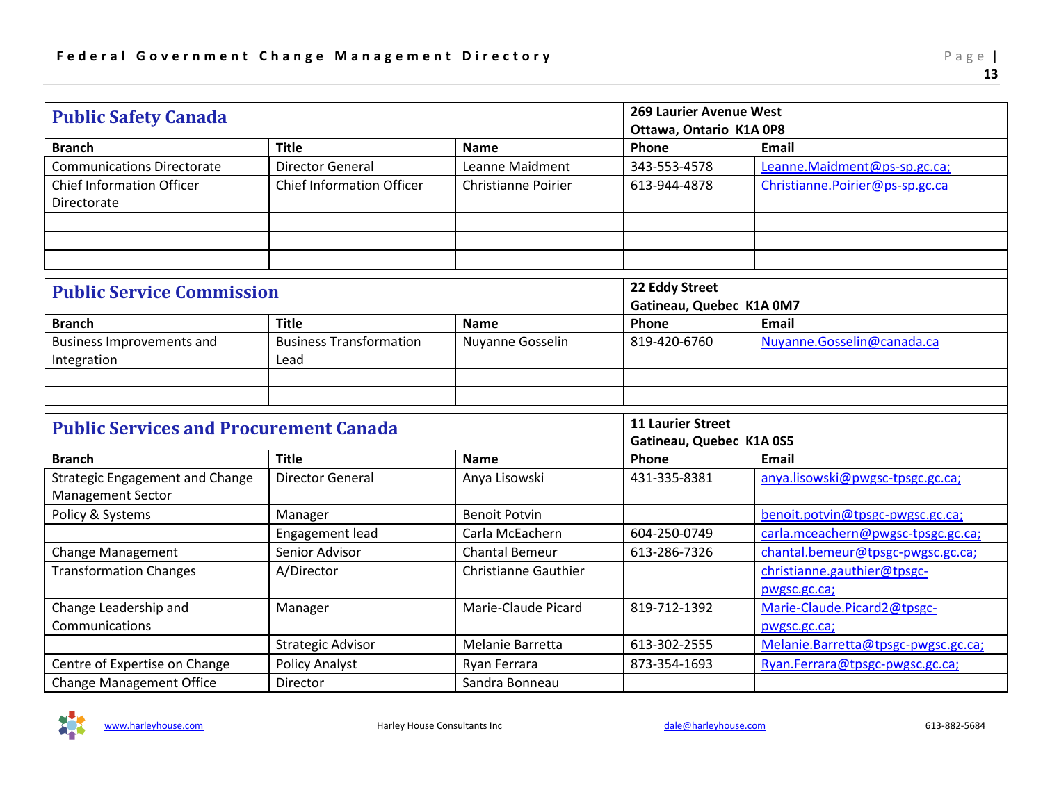## Public Safety Canada

269 Laurier Avenue West
Ottawa, Ontario K1A 0P8

| Branch | Title | Name | Phone | Email |
|---|---|---|---|---|
| Communications Directorate | Director General | Leanne Maidment | 343-553-4578 | Leanne.Maidment@ps-sp.gc.ca; |
| Chief Information Officer Directorate | Chief Information Officer | Christianne Poirier | 613-944-4878 | Christianne.Poirier@ps-sp.gc.ca |
| | | | | |
| | | | | |
| | | | | |

## Public Service Commission

22 Eddy Street
Gatineau, Quebec K1A 0M7

| Branch | Title | Name | Phone | Email |
|---|---|---|---|---|
| Business Improvements and Integration | Business Transformation Lead | Nuyanne Gosselin | 819-420-6760 | Nuyanne.Gosselin@canada.ca |
| | | | | |
| | | | | |

## Public Services and Procurement Canada

11 Laurier Street
Gatineau, Quebec K1A 0S5

| Branch | Title | Name | Phone | Email |
|---|---|---|---|---|
| Strategic Engagement and Change Management Sector | Director General | Anya Lisowski | 431-335-8381 | anya.lisowski@pwgsc-tpsgc.gc.ca; |
| Policy & Systems | Manager | Benoit Potvin | | benoit.potvin@tpsgc-pwgsc.gc.ca; |
| | Engagement lead | Carla McEachern | 604-250-0749 | carla.mceachern@pwgsc-tpsgc.gc.ca; |
| Change Management | Senior Advisor | Chantal Bemeur | 613-286-7326 | chantal.bemeur@tpsgc-pwgsc.gc.ca; |
| Transformation Changes | A/Director | Christianne Gauthier | | christianne.gauthier@tpsgc-pwgsc.gc.ca; |
| Change Leadership and Communications | Manager | Marie-Claude Picard | 819-712-1392 | Marie-Claude.Picard2@tpsgc-pwgsc.gc.ca; |
| | Strategic Advisor | Melanie Barretta | 613-302-2555 | Melanie.Barretta@tpsgc-pwgsc.gc.ca; |
| Centre of Expertise on Change | Policy Analyst | Ryan Ferrara | 873-354-1693 | Ryan.Ferrara@tpsgc-pwgsc.gc.ca; |
| Change Management Office | Director | Sandra Bonneau | | |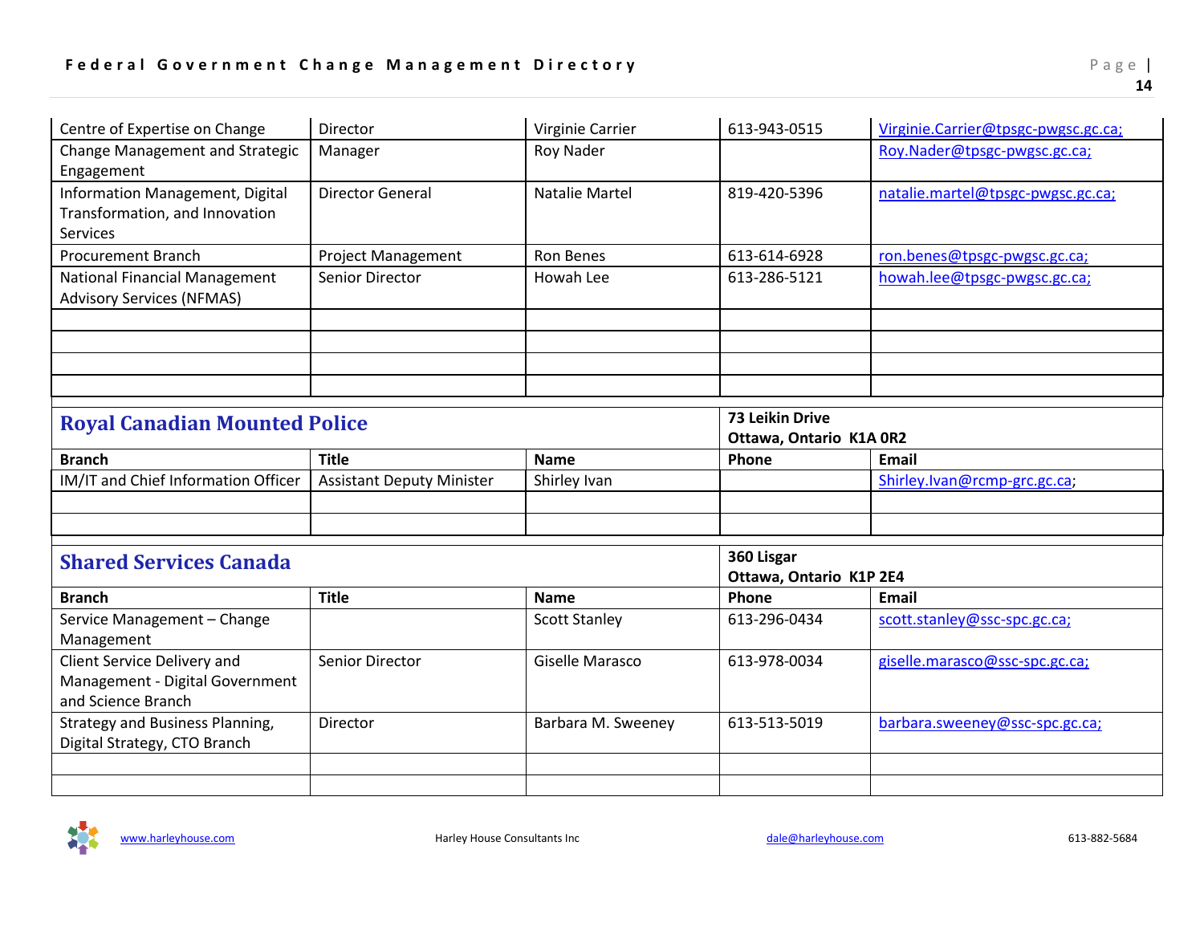| | | | | |
|---|---|---|---|---|
| Centre of Expertise on Change | Director | Virginie Carrier | 613-943-0515 | Virginie.Carrier@tpsgc-pwgsc.gc.ca; |
| Change Management and Strategic Engagement | Manager | Roy Nader | | Roy.Nader@tpsgc-pwgsc.gc.ca; |
| Information Management, Digital Transformation, and Innovation Services | Director General | Natalie Martel | 819-420-5396 | natalie.martel@tpsgc-pwgsc.gc.ca; |
| Procurement Branch | Project Management | Ron Benes | 613-614-6928 | ron.benes@tpsgc-pwgsc.gc.ca; |
| National Financial Management Advisory Services (NFMAS) | Senior Director | Howah Lee | 613-286-5121 | howah.lee@tpsgc-pwgsc.gc.ca; |
| | | | | |
| | | | | |
| | | | | |
| | | | | |

## Royal Canadian Mounted Police

**73 Leikin Drive**
**Ottawa, Ontario K1A 0R2**

| Branch | Title | Name | Phone | Email |
|---|---|---|---|---|
| IM/IT and Chief Information Officer | Assistant Deputy Minister | Shirley Ivan | | Shirley.Ivan@rcmp-grc.gc.ca; |
| | | | | |
| | | | | |

## Shared Services Canada

**360 Lisgar**
**Ottawa, Ontario K1P 2E4**

| Branch | Title | Name | Phone | Email |
|---|---|---|---|---|
| Service Management – Change Management | | Scott Stanley | 613-296-0434 | scott.stanley@ssc-spc.gc.ca; |
| Client Service Delivery and Management - Digital Government and Science Branch | Senior Director | Giselle Marasco | 613-978-0034 | giselle.marasco@ssc-spc.gc.ca; |
| Strategy and Business Planning, Digital Strategy, CTO Branch | Director | Barbara M. Sweeney | 613-513-5019 | barbara.sweeney@ssc-spc.gc.ca; |
| | | | | |
| | | | | |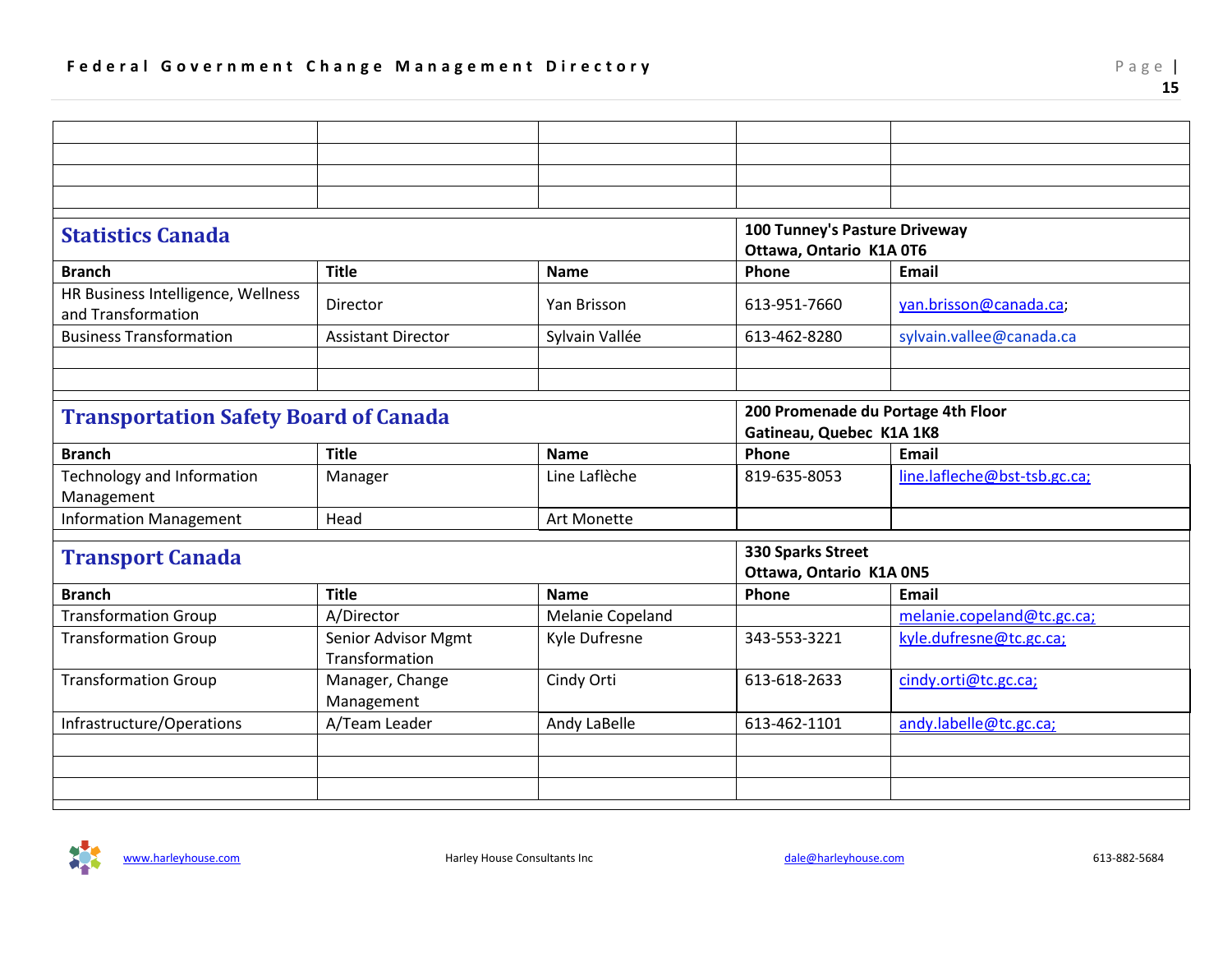## Statistics Canada

100 Tunney's Pasture Driveway
Ottawa, Ontario K1A 0T6

| Branch | Title | Name | Phone | Email |
|---|---|---|---|---|
| HR Business Intelligence, Wellness and Transformation | Director | Yan Brisson | 613-951-7660 | yan.brisson@canada.ca; |
| Business Transformation | Assistant Director | Sylvain Vallée | 613-462-8280 | sylvain.vallee@canada.ca |

## Transportation Safety Board of Canada

200 Promenade du Portage 4th Floor
Gatineau, Quebec K1A 1K8

| Branch | Title | Name | Phone | Email |
|---|---|---|---|---|
| Technology and Information Management | Manager | Line Laflèche | 819-635-8053 | line.lafleche@bst-tsb.gc.ca; |
| Information Management | Head | Art Monette | | |

## Transport Canada

330 Sparks Street
Ottawa, Ontario K1A 0N5

| Branch | Title | Name | Phone | Email |
|---|---|---|---|---|
| Transformation Group | A/Director | Melanie Copeland | | melanie.copeland@tc.gc.ca; |
| Transformation Group | Senior Advisor Mgmt Transformation | Kyle Dufresne | 343-553-3221 | kyle.dufresne@tc.gc.ca; |
| Transformation Group | Manager, Change Management | Cindy Orti | 613-618-2633 | cindy.orti@tc.gc.ca; |
| Infrastructure/Operations | A/Team Leader | Andy LaBelle | 613-462-1101 | andy.labelle@tc.gc.ca; |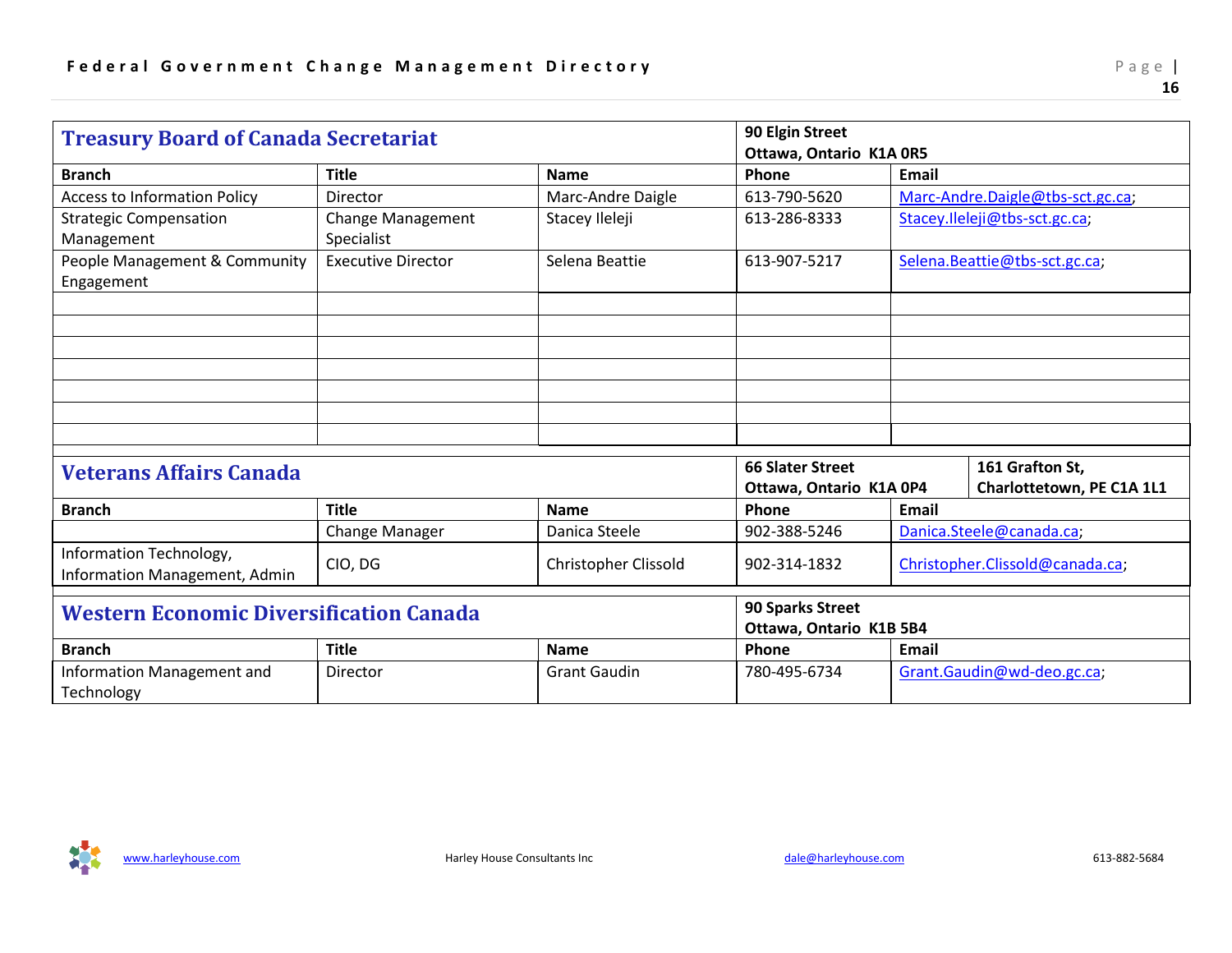## Treasury Board of Canada Secretariat

**90 Elgin Street**
**Ottawa, Ontario K1A 0R5**

| Branch | Title | Name | Phone | Email |
|---|---|---|---|---|
| Access to Information Policy | Director | Marc-Andre Daigle | 613-790-5620 | Marc-Andre.Daigle@tbs-sct.gc.ca; |
| Strategic Compensation Management | Change Management Specialist | Stacey Ileleji | 613-286-8333 | Stacey.Ileleji@tbs-sct.gc.ca; |
| People Management & Community Engagement | Executive Director | Selena Beattie | 613-907-5217 | Selena.Beattie@tbs-sct.gc.ca; |
| | | | | |
| | | | | |
| | | | | |
| | | | | |
| | | | | |
| | | | | |
| | | | | |

## Veterans Affairs Canada

**66 Slater Street**
**Ottawa, Ontario K1A 0P4**

**161 Grafton St,**
**Charlottetown, PE C1A 1L1**

| Branch | Title | Name | Phone | Email |
|---|---|---|---|---|
| | Change Manager | Danica Steele | 902-388-5246 | Danica.Steele@canada.ca; |
| Information Technology, Information Management, Admin | CIO, DG | Christopher Clissold | 902-314-1832 | Christopher.Clissold@canada.ca; |

## Western Economic Diversification Canada

**90 Sparks Street**
**Ottawa, Ontario K1B 5B4**

| Branch | Title | Name | Phone | Email |
|---|---|---|---|---|
| Information Management and Technology | Director | Grant Gaudin | 780-495-6734 | Grant.Gaudin@wd-deo.gc.ca; |